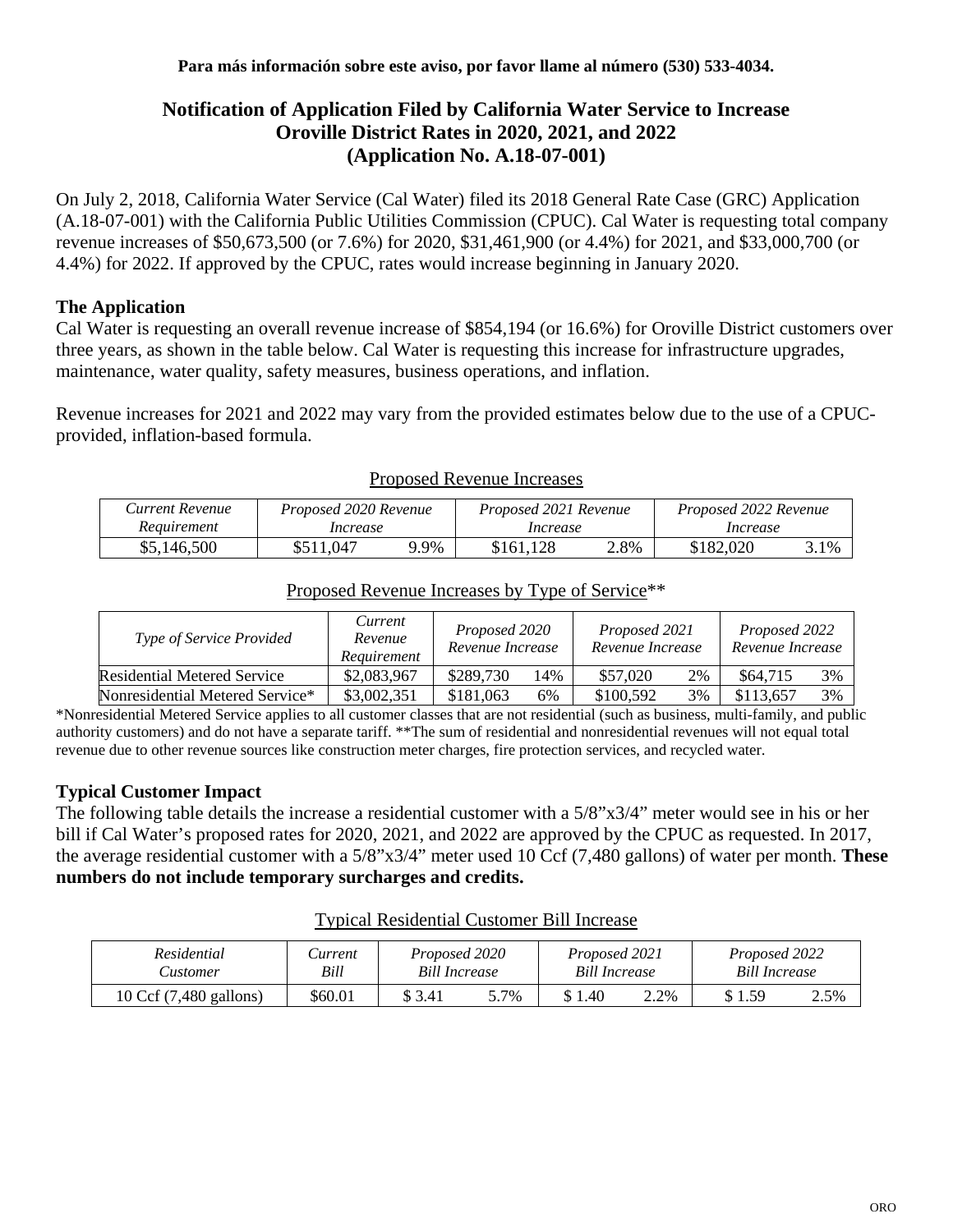**Para más información sobre este aviso, por favor llame al número (530) 533-4034.**

# Notification of Application Filed by California Water Service to Increase Oroville District Rates in 2020, 2021, and 2022 (Application No. A.18-07-001)

On July 2, 2018, California Water Service (Cal Water) filed its 2018 General Rate Case (GRC) Application (A.18-07-001) with the California Public Utilities Commission (CPUC). Cal Water is requesting total company revenue increases of $50,673,500 (or 7.6%) for 2020, $31,461,900 (or 4.4%) for 2021, and $33,000,700 (or 4.4%) for 2022. If approved by the CPUC, rates would increase beginning in January 2020.

## The Application

Cal Water is requesting an overall revenue increase of $854,194 (or 16.6%) for Oroville District customers over three years, as shown in the table below. Cal Water is requesting this increase for infrastructure upgrades, maintenance, water quality, safety measures, business operations, and inflation.

Revenue increases for 2021 and 2022 may vary from the provided estimates below due to the use of a CPUC-provided, inflation-based formula.

Proposed Revenue Increases

| *Current Revenue Requirement* | *Proposed 2020 Revenue Increase* | | *Proposed 2021 Revenue Increase* | | *Proposed 2022 Revenue Increase* | |
|---|---|---|---|---|---|---|
| $5,146,500 | $511,047 | 9.9% | $161,128 | 2.8% | $182,020 | 3.1% |

Proposed Revenue Increases by Type of Service**

| *Type of Service Provided* | *Current Revenue Requirement* | *Proposed 2020 Revenue Increase* | | *Proposed 2021 Revenue Increase* | | *Proposed 2022 Revenue Increase* | |
|---|---|---|---|---|---|---|---|
| Residential Metered Service | $2,083,967 | $289,730 | 14% | $57,020 | 2% | $64,715 | 3% |
| Nonresidential Metered Service* | $3,002,351 | $181,063 | 6% | $100,592 | 3% | $113,657 | 3% |

*Nonresidential Metered Service applies to all customer classes that are not residential (such as business, multi-family, and public authority customers) and do not have a separate tariff. **The sum of residential and nonresidential revenues will not equal total revenue due to other revenue sources like construction meter charges, fire protection services, and recycled water.

## Typical Customer Impact

The following table details the increase a residential customer with a 5/8"x3/4" meter would see in his or her bill if Cal Water's proposed rates for 2020, 2021, and 2022 are approved by the CPUC as requested. In 2017, the average residential customer with a 5/8"x3/4" meter used 10 Ccf (7,480 gallons) of water per month. **These numbers do not include temporary surcharges and credits.**

Typical Residential Customer Bill Increase

| *Residential Customer* | *Current Bill* | *Proposed 2020 Bill Increase* | | *Proposed 2021 Bill Increase* | | *Proposed 2022 Bill Increase* | |
|---|---|---|---|---|---|---|---|
| 10 Ccf (7,480 gallons) | $60.01 | $ 3.41 | 5.7% | $ 1.40 | 2.2% | $ 1.59 | 2.5% |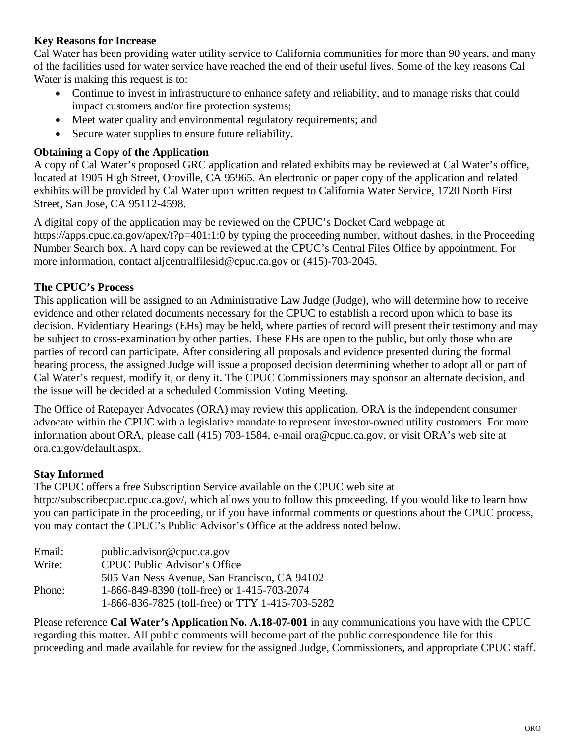**Key Reasons for Increase**

Cal Water has been providing water utility service to California communities for more than 90 years, and many of the facilities used for water service have reached the end of their useful lives. Some of the key reasons Cal Water is making this request is to:

- Continue to invest in infrastructure to enhance safety and reliability, and to manage risks that could impact customers and/or fire protection systems;
- Meet water quality and environmental regulatory requirements; and
- Secure water supplies to ensure future reliability.

**Obtaining a Copy of the Application**

A copy of Cal Water's proposed GRC application and related exhibits may be reviewed at Cal Water's office, located at 1905 High Street, Oroville, CA 95965. An electronic or paper copy of the application and related exhibits will be provided by Cal Water upon written request to California Water Service, 1720 North First Street, San Jose, CA 95112-4598.

A digital copy of the application may be reviewed on the CPUC's Docket Card webpage at https://apps.cpuc.ca.gov/apex/f?p=401:1:0 by typing the proceeding number, without dashes, in the Proceeding Number Search box. A hard copy can be reviewed at the CPUC's Central Files Office by appointment. For more information, contact aljcentralfilesid@cpuc.ca.gov or (415)-703-2045.

**The CPUC's Process**

This application will be assigned to an Administrative Law Judge (Judge), who will determine how to receive evidence and other related documents necessary for the CPUC to establish a record upon which to base its decision. Evidentiary Hearings (EHs) may be held, where parties of record will present their testimony and may be subject to cross-examination by other parties. These EHs are open to the public, but only those who are parties of record can participate. After considering all proposals and evidence presented during the formal hearing process, the assigned Judge will issue a proposed decision determining whether to adopt all or part of Cal Water's request, modify it, or deny it. The CPUC Commissioners may sponsor an alternate decision, and the issue will be decided at a scheduled Commission Voting Meeting.

The Office of Ratepayer Advocates (ORA) may review this application. ORA is the independent consumer advocate within the CPUC with a legislative mandate to represent investor-owned utility customers. For more information about ORA, please call (415) 703-1584, e-mail ora@cpuc.ca.gov, or visit ORA's web site at ora.ca.gov/default.aspx.

**Stay Informed**

The CPUC offers a free Subscription Service available on the CPUC web site at http://subscribecpuc.cpuc.ca.gov/, which allows you to follow this proceeding. If you would like to learn how you can participate in the proceeding, or if you have informal comments or questions about the CPUC process, you may contact the CPUC's Public Advisor's Office at the address noted below.

| | |
|---|---|
| Email: | public.advisor@cpuc.ca.gov |
| Write: | CPUC Public Advisor's Office |
| | 505 Van Ness Avenue, San Francisco, CA 94102 |
| Phone: | 1-866-849-8390 (toll-free) or 1-415-703-2074 |
| | 1-866-836-7825 (toll-free) or TTY 1-415-703-5282 |

Please reference **Cal Water's Application No. A.18-07-001** in any communications you have with the CPUC regarding this matter. All public comments will become part of the public correspondence file for this proceeding and made available for review for the assigned Judge, Commissioners, and appropriate CPUC staff.

ORO